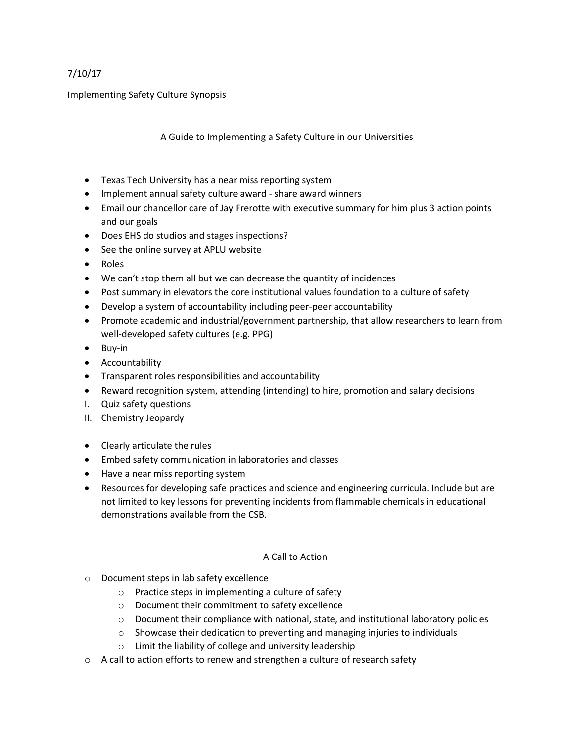7/10/17

Implementing Safety Culture Synopsis

## A Guide to Implementing a Safety Culture in our Universities

- Texas Tech University has a near miss reporting system
- Implement annual safety culture award - share award winners
- Email our chancellor care of Jay Frerotte with executive summary for him plus 3 action points and our goals
- Does EHS do studios and stages inspections?
- See the online survey at APLU website
- Roles
- We can't stop them all but we can decrease the quantity of incidences
- Post summary in elevators the core institutional values foundation to a culture of safety
- Develop a system of accountability including peer-peer accountability
- Promote academic and industrial/government partnership, that allow researchers to learn from well-developed safety cultures (e.g. PPG)
- Buy-in
- Accountability
- Transparent roles responsibilities and accountability
- Reward recognition system, attending (intending) to hire, promotion and salary decisions

I. Quiz safety questions
II. Chemistry Jeopardy

- Clearly articulate the rules
- Embed safety communication in laboratories and classes
- Have a near miss reporting system
- Resources for developing safe practices and science and engineering curricula. Include but are not limited to key lessons for preventing incidents from flammable chemicals in educational demonstrations available from the CSB.

## A Call to Action

- Document steps in lab safety excellence
    - Practice steps in implementing a culture of safety
    - Document their commitment to safety excellence
    - Document their compliance with national, state, and institutional laboratory policies
    - Showcase their dedication to preventing and managing injuries to individuals
    - Limit the liability of college and university leadership
- A call to action efforts to renew and strengthen a culture of research safety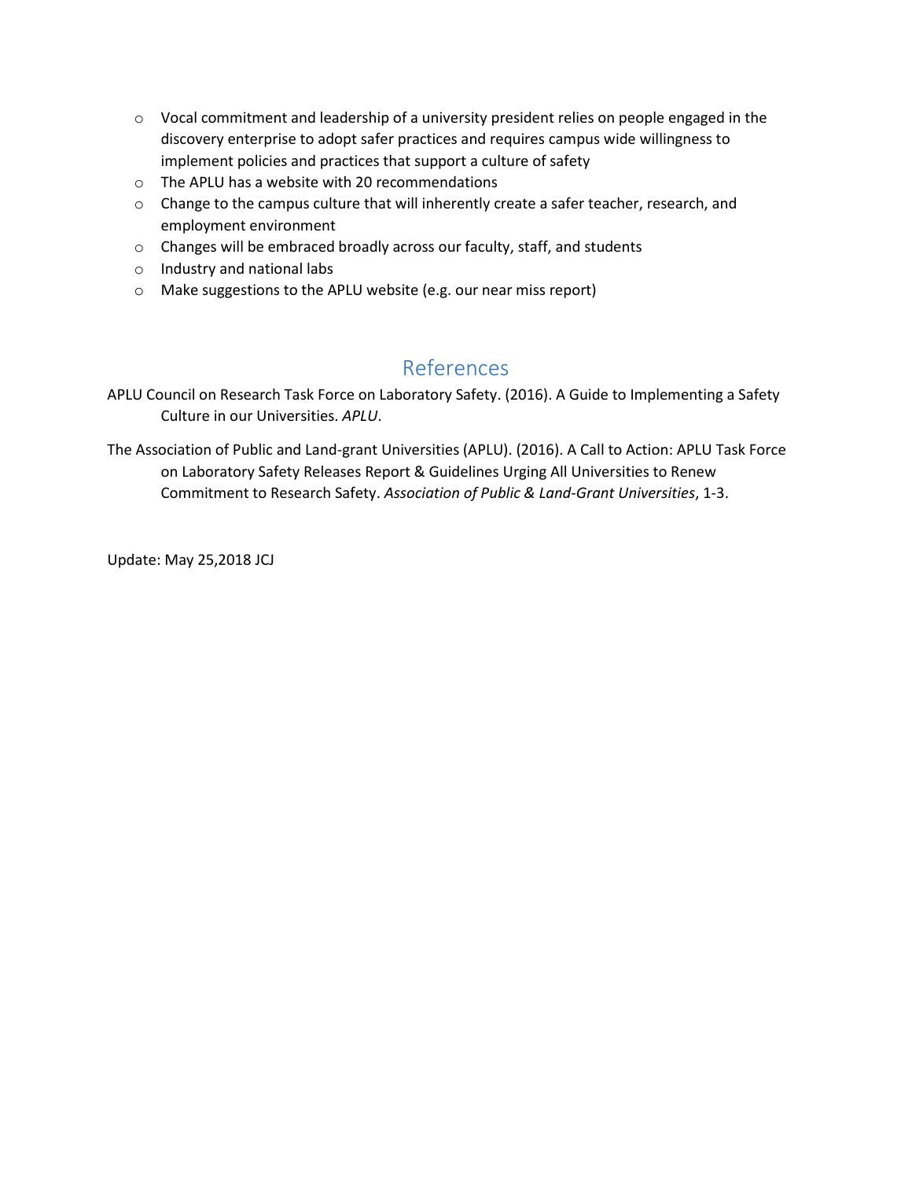- Vocal commitment and leadership of a university president relies on people engaged in the discovery enterprise to adopt safer practices and requires campus wide willingness to implement policies and practices that support a culture of safety
- The APLU has a website with 20 recommendations
- Change to the campus culture that will inherently create a safer teacher, research, and employment environment
- Changes will be embraced broadly across our faculty, staff, and students
- Industry and national labs
- Make suggestions to the APLU website (e.g. our near miss report)

## References

APLU Council on Research Task Force on Laboratory Safety. (2016). A Guide to Implementing a Safety Culture in our Universities. *APLU*.

The Association of Public and Land-grant Universities (APLU). (2016). A Call to Action: APLU Task Force on Laboratory Safety Releases Report & Guidelines Urging All Universities to Renew Commitment to Research Safety. *Association of Public & Land-Grant Universities*, 1-3.

Update: May 25,2018 JCJ